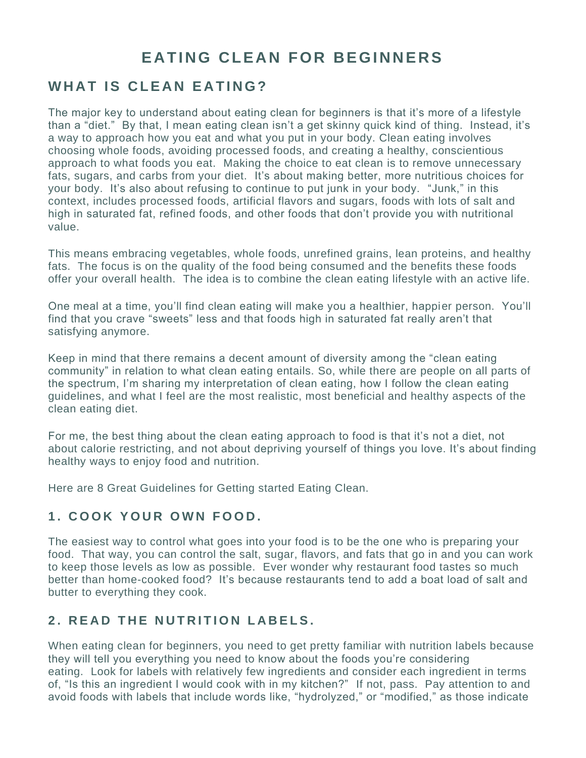# EATING CLEAN FOR BEGINNERS

## WHAT IS CLEAN EATING?

The major key to understand about eating clean for beginners is that it's more of a lifestyle than a "diet." By that, I mean eating clean isn't a get skinny quick kind of thing. Instead, it's a way to approach how you eat and what you put in your body. Clean eating involves choosing whole foods, avoiding processed foods, and creating a healthy, conscientious approach to what foods you eat. Making the choice to eat clean is to remove unnecessary fats, sugars, and carbs from your diet. It's about making better, more nutritious choices for your body. It's also about refusing to continue to put junk in your body. "Junk," in this context, includes processed foods, artificial flavors and sugars, foods with lots of salt and high in saturated fat, refined foods, and other foods that don't provide you with nutritional value.

This means embracing vegetables, whole foods, unrefined grains, lean proteins, and healthy fats. The focus is on the quality of the food being consumed and the benefits these foods offer your overall health. The idea is to combine the clean eating lifestyle with an active life.

One meal at a time, you'll find clean eating will make you a healthier, happier person. You'll find that you crave "sweets" less and that foods high in saturated fat really aren't that satisfying anymore.

Keep in mind that there remains a decent amount of diversity among the "clean eating community" in relation to what clean eating entails. So, while there are people on all parts of the spectrum, I'm sharing my interpretation of clean eating, how I follow the clean eating guidelines, and what I feel are the most realistic, most beneficial and healthy aspects of the clean eating diet.

For me, the best thing about the clean eating approach to food is that it's not a diet, not about calorie restricting, and not about depriving yourself of things you love. It's about finding healthy ways to enjoy food and nutrition.

Here are 8 Great Guidelines for Getting started Eating Clean.

### 1. COOK YOUR OWN FOOD.

The easiest way to control what goes into your food is to be the one who is preparing your food. That way, you can control the salt, sugar, flavors, and fats that go in and you can work to keep those levels as low as possible. Ever wonder why restaurant food tastes so much better than home-cooked food? It's because restaurants tend to add a boat load of salt and butter to everything they cook.

### 2. READ THE NUTRITION LABELS.

When eating clean for beginners, you need to get pretty familiar with nutrition labels because they will tell you everything you need to know about the foods you're considering eating. Look for labels with relatively few ingredients and consider each ingredient in terms of, "Is this an ingredient I would cook with in my kitchen?" If not, pass. Pay attention to and avoid foods with labels that include words like, "hydrolyzed," or "modified," as those indicate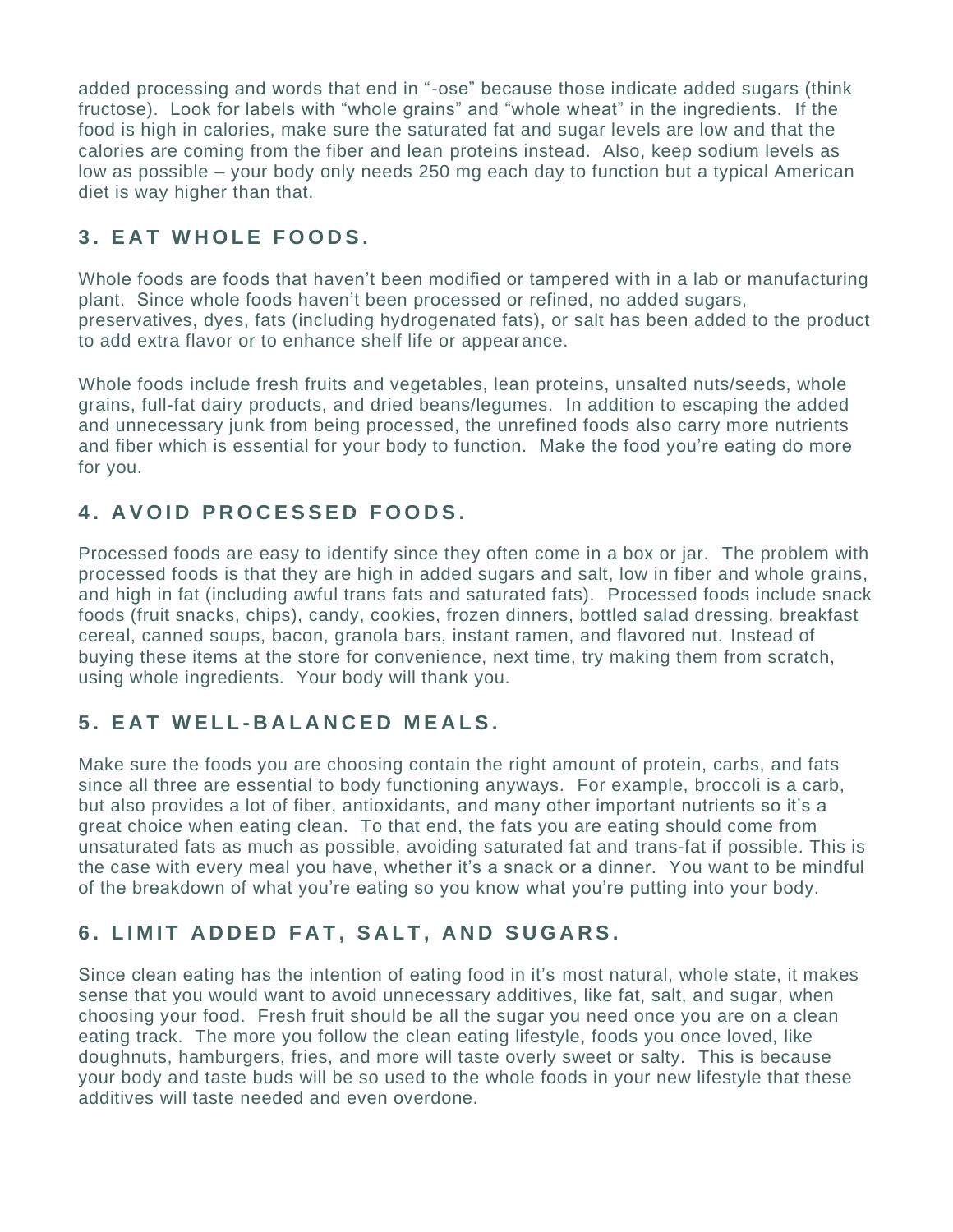added processing and words that end in "-ose" because those indicate added sugars (think fructose). Look for labels with "whole grains" and "whole wheat" in the ingredients. If the food is high in calories, make sure the saturated fat and sugar levels are low and that the calories are coming from the fiber and lean proteins instead. Also, keep sodium levels as low as possible – your body only needs 250 mg each day to function but a typical American diet is way higher than that.

## 3. EAT WHOLE FOODS.

Whole foods are foods that haven't been modified or tampered with in a lab or manufacturing plant. Since whole foods haven't been processed or refined, no added sugars, preservatives, dyes, fats (including hydrogenated fats), or salt has been added to the product to add extra flavor or to enhance shelf life or appearance.

Whole foods include fresh fruits and vegetables, lean proteins, unsalted nuts/seeds, whole grains, full-fat dairy products, and dried beans/legumes. In addition to escaping the added and unnecessary junk from being processed, the unrefined foods also carry more nutrients and fiber which is essential for your body to function. Make the food you're eating do more for you.

## 4. AVOID PROCESSED FOODS.

Processed foods are easy to identify since they often come in a box or jar. The problem with processed foods is that they are high in added sugars and salt, low in fiber and whole grains, and high in fat (including awful trans fats and saturated fats). Processed foods include snack foods (fruit snacks, chips), candy, cookies, frozen dinners, bottled salad dressing, breakfast cereal, canned soups, bacon, granola bars, instant ramen, and flavored nut. Instead of buying these items at the store for convenience, next time, try making them from scratch, using whole ingredients. Your body will thank you.

## 5. EAT WELL-BALANCED MEALS.

Make sure the foods you are choosing contain the right amount of protein, carbs, and fats since all three are essential to body functioning anyways. For example, broccoli is a carb, but also provides a lot of fiber, antioxidants, and many other important nutrients so it's a great choice when eating clean. To that end, the fats you are eating should come from unsaturated fats as much as possible, avoiding saturated fat and trans-fat if possible. This is the case with every meal you have, whether it's a snack or a dinner. You want to be mindful of the breakdown of what you're eating so you know what you're putting into your body.

## 6. LIMIT ADDED FAT, SALT, AND SUGARS.

Since clean eating has the intention of eating food in it's most natural, whole state, it makes sense that you would want to avoid unnecessary additives, like fat, salt, and sugar, when choosing your food. Fresh fruit should be all the sugar you need once you are on a clean eating track. The more you follow the clean eating lifestyle, foods you once loved, like doughnuts, hamburgers, fries, and more will taste overly sweet or salty. This is because your body and taste buds will be so used to the whole foods in your new lifestyle that these additives will taste needed and even overdone.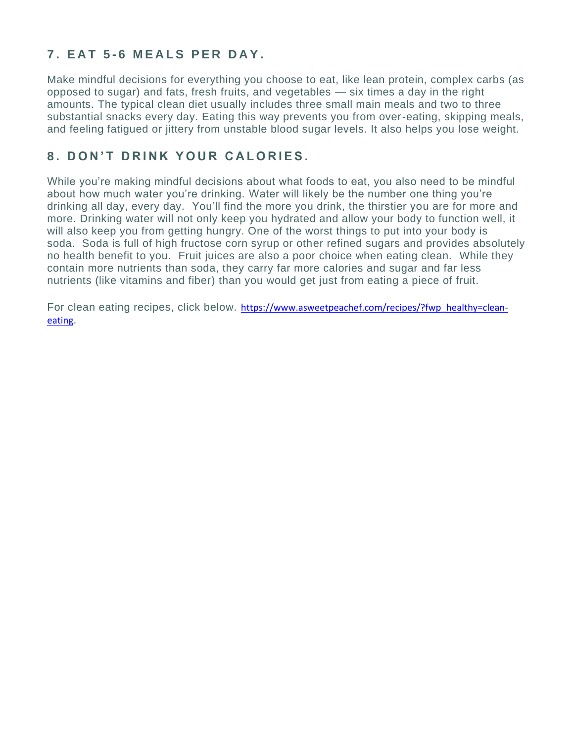## 7. EAT 5-6 MEALS PER DAY.

Make mindful decisions for everything you choose to eat, like lean protein, complex carbs (as opposed to sugar) and fats, fresh fruits, and vegetables — six times a day in the right amounts. The typical clean diet usually includes three small main meals and two to three substantial snacks every day. Eating this way prevents you from over-eating, skipping meals, and feeling fatigued or jittery from unstable blood sugar levels. It also helps you lose weight.

## 8. DON'T DRINK YOUR CALORIES.

While you're making mindful decisions about what foods to eat, you also need to be mindful about how much water you're drinking. Water will likely be the number one thing you're drinking all day, every day. You'll find the more you drink, the thirstier you are for more and more. Drinking water will not only keep you hydrated and allow your body to function well, it will also keep you from getting hungry. One of the worst things to put into your body is soda. Soda is full of high fructose corn syrup or other refined sugars and provides absolutely no health benefit to you. Fruit juices are also a poor choice when eating clean. While they contain more nutrients than soda, they carry far more calories and sugar and far less nutrients (like vitamins and fiber) than you would get just from eating a piece of fruit.

For clean eating recipes, click below. https://www.asweetpeachef.com/recipes/?fwp_healthy=clean-eating.